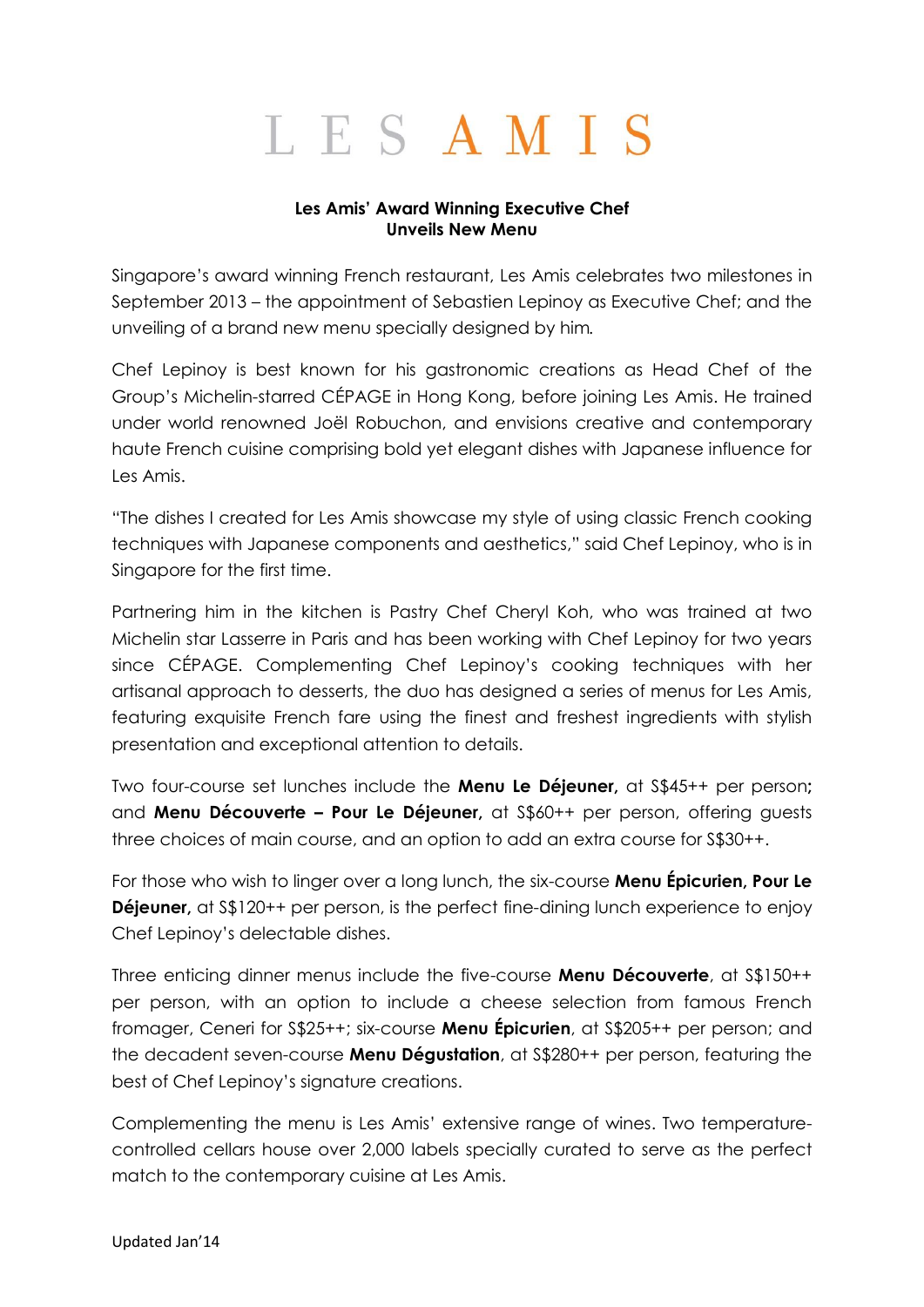# LES AMIS

**Les Amis' Award Winning Executive Chef**
**Unveils New Menu**

Singapore's award winning French restaurant, Les Amis celebrates two milestones in September 2013 – the appointment of Sebastien Lepinoy as Executive Chef; and the unveiling of a brand new menu specially designed by him.

Chef Lepinoy is best known for his gastronomic creations as Head Chef of the Group's Michelin-starred CÉPAGE in Hong Kong, before joining Les Amis. He trained under world renowned Joël Robuchon, and envisions creative and contemporary haute French cuisine comprising bold yet elegant dishes with Japanese influence for Les Amis.

"The dishes I created for Les Amis showcase my style of using classic French cooking techniques with Japanese components and aesthetics," said Chef Lepinoy, who is in Singapore for the first time.

Partnering him in the kitchen is Pastry Chef Cheryl Koh, who was trained at two Michelin star Lasserre in Paris and has been working with Chef Lepinoy for two years since CÉPAGE. Complementing Chef Lepinoy's cooking techniques with her artisanal approach to desserts, the duo has designed a series of menus for Les Amis, featuring exquisite French fare using the finest and freshest ingredients with stylish presentation and exceptional attention to details.

Two four-course set lunches include the **Menu Le Déjeuner,** at S$45++ per person**;** and **Menu Découverte – Pour Le Déjeuner,** at S$60++ per person, offering guests three choices of main course, and an option to add an extra course for S$30++.

For those who wish to linger over a long lunch, the six-course **Menu Épicurien, Pour Le Déjeuner,** at S$120++ per person, is the perfect fine-dining lunch experience to enjoy Chef Lepinoy's delectable dishes.

Three enticing dinner menus include the five-course **Menu Découverte**, at S$150++ per person, with an option to include a cheese selection from famous French fromager, Ceneri for S$25++; six-course **Menu Épicurien**, at S$205++ per person; and the decadent seven-course **Menu Dégustation**, at S$280++ per person, featuring the best of Chef Lepinoy's signature creations.

Complementing the menu is Les Amis' extensive range of wines. Two temperature-controlled cellars house over 2,000 labels specially curated to serve as the perfect match to the contemporary cuisine at Les Amis.

Updated Jan'14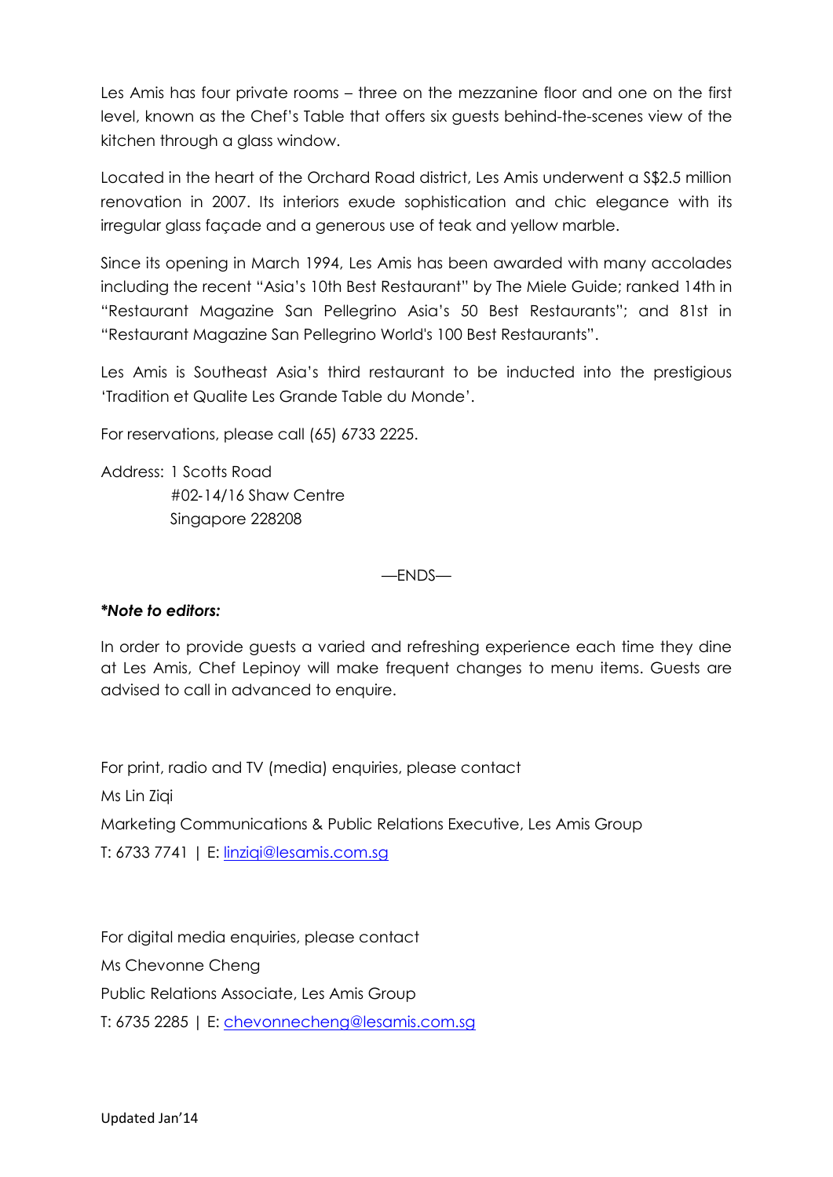Les Amis has four private rooms – three on the mezzanine floor and one on the first level, known as the Chef's Table that offers six guests behind-the-scenes view of the kitchen through a glass window.

Located in the heart of the Orchard Road district, Les Amis underwent a S$2.5 million renovation in 2007. Its interiors exude sophistication and chic elegance with its irregular glass façade and a generous use of teak and yellow marble.

Since its opening in March 1994, Les Amis has been awarded with many accolades including the recent "Asia's 10th Best Restaurant" by The Miele Guide; ranked 14th in "Restaurant Magazine San Pellegrino Asia's 50 Best Restaurants"; and 81st in "Restaurant Magazine San Pellegrino World's 100 Best Restaurants".

Les Amis is Southeast Asia's third restaurant to be inducted into the prestigious 'Tradition et Qualite Les Grande Table du Monde'.

For reservations, please call (65) 6733 2225.

Address: 1 Scotts Road
#02-14/16 Shaw Centre
Singapore 228208

—ENDS—

***Note to editors:***

In order to provide guests a varied and refreshing experience each time they dine at Les Amis, Chef Lepinoy will make frequent changes to menu items. Guests are advised to call in advanced to enquire.

For print, radio and TV (media) enquiries, please contact

Ms Lin Ziqi

Marketing Communications & Public Relations Executive, Les Amis Group

T: 6733 7741 | E: linziqi@lesamis.com.sg

For digital media enquiries, please contact

Ms Chevonne Cheng

Public Relations Associate, Les Amis Group

T: 6735 2285 | E: chevonnecheng@lesamis.com.sg

Updated Jan'14